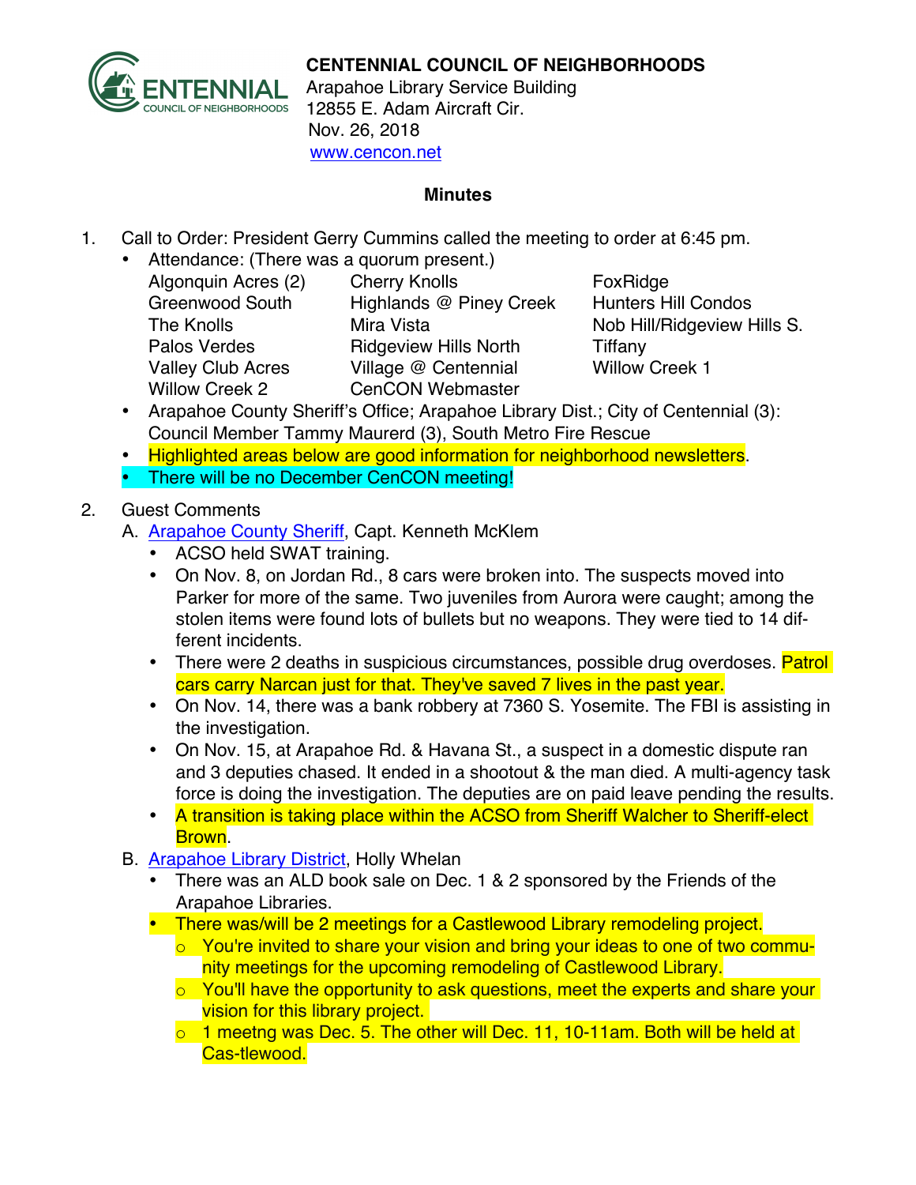**CENTENNIAL COUNCIL OF NEIGHBORHOODS**
Arapahoe Library Service Building
12855 E. Adam Aircraft Cir.
Nov. 26, 2018
www.cencon.net

## Minutes

1. Call to Order: President Gerry Cummins called the meeting to order at 6:45 pm.
   - Attendance: (There was a quorum present.)

     | | | |
     |---|---|---|
     | Algonquin Acres (2) | Cherry Knolls | FoxRidge |
     | Greenwood South | Highlands @ Piney Creek | Hunters Hill Condos |
     | The Knolls | Mira Vista | Nob Hill/Ridgeview Hills S. |
     | Palos Verdes | Ridgeview Hills North | Tiffany |
     | Valley Club Acres | Village @ Centennial | Willow Creek 1 |
     | Willow Creek 2 | CenCON Webmaster | |

   - Arapahoe County Sheriff's Office; Arapahoe Library Dist.; City of Centennial (3): Council Member Tammy Maurerd (3), South Metro Fire Rescue
   - Highlighted areas below are good information for neighborhood newsletters.
   - There will be no December CenCON meeting!

2. Guest Comments
   A. Arapahoe County Sheriff, Capt. Kenneth McKlem
   - ACSO held SWAT training.
   - On Nov. 8, on Jordan Rd., 8 cars were broken into. The suspects moved into Parker for more of the same. Two juveniles from Aurora were caught; among the stolen items were found lots of bullets but no weapons. They were tied to 14 different incidents.
   - There were 2 deaths in suspicious circumstances, possible drug overdoses. Patrol cars carry Narcan just for that. They've saved 7 lives in the past year.
   - On Nov. 14, there was a bank robbery at 7360 S. Yosemite. The FBI is assisting in the investigation.
   - On Nov. 15, at Arapahoe Rd. & Havana St., a suspect in a domestic dispute ran and 3 deputies chased. It ended in a shootout & the man died. A multi-agency task force is doing the investigation. The deputies are on paid leave pending the results.
   - A transition is taking place within the ACSO from Sheriff Walcher to Sheriff-elect Brown.

   B. Arapahoe Library District, Holly Whelan
   - There was an ALD book sale on Dec. 1 & 2 sponsored by the Friends of the Arapahoe Libraries.
   - There was/will be 2 meetings for a Castlewood Library remodeling project.
     - You're invited to share your vision and bring your ideas to one of two community meetings for the upcoming remodeling of Castlewood Library.
     - You'll have the opportunity to ask questions, meet the experts and share your vision for this library project.
     - 1 meetng was Dec. 5. The other will Dec. 11, 10-11am. Both will be held at Cas-tlewood.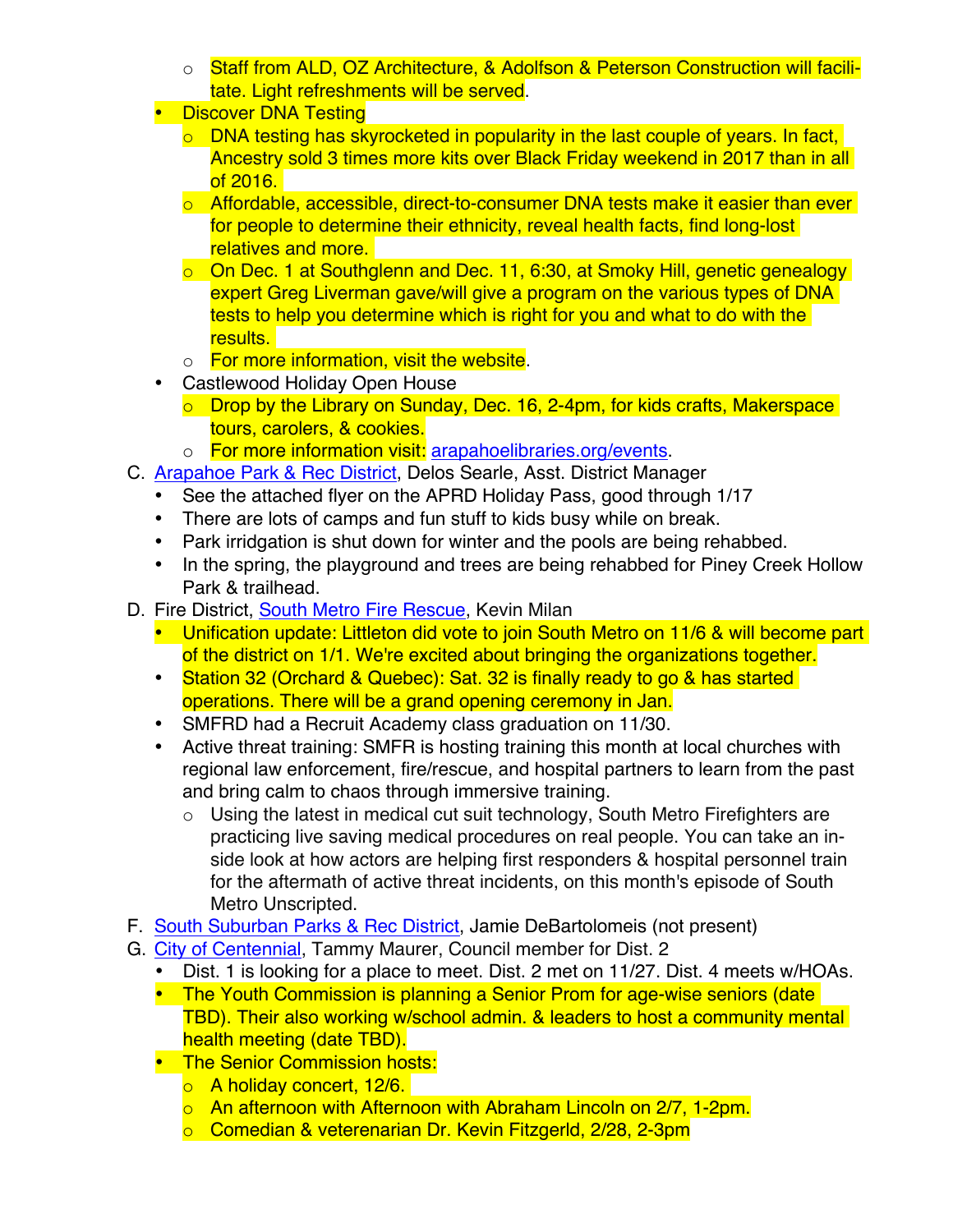- Staff from ALD, OZ Architecture, & Adolfson & Peterson Construction will facilitate. Light refreshments will be served.
- Discover DNA Testing
   - DNA testing has skyrocketed in popularity in the last couple of years. In fact, Ancestry sold 3 times more kits over Black Friday weekend in 2017 than in all of 2016.
   - Affordable, accessible, direct-to-consumer DNA tests make it easier than ever for people to determine their ethnicity, reveal health facts, find long-lost relatives and more.
   - On Dec. 1 at Southglenn and Dec. 11, 6:30, at Smoky Hill, genetic genealogy expert Greg Liverman gave/will give a program on the various types of DNA tests to help you determine which is right for you and what to do with the results.
   - For more information, visit the website.
- Castlewood Holiday Open House
   - Drop by the Library on Sunday, Dec. 16, 2-4pm, for kids crafts, Makerspace tours, carolers, & cookies.
   - For more information visit: arapahoelibraries.org/events.

C. Arapahoe Park & Rec District, Delos Searle, Asst. District Manager
- See the attached flyer on the APRD Holiday Pass, good through 1/17
- There are lots of camps and fun stuff to kids busy while on break.
- Park irridgation is shut down for winter and the pools are being rehabbed.
- In the spring, the playground and trees are being rehabbed for Piney Creek Hollow Park & trailhead.

D. Fire District, South Metro Fire Rescue, Kevin Milan
- Unification update: Littleton did vote to join South Metro on 11/6 & will become part of the district on 1/1. We're excited about bringing the organizations together.
- Station 32 (Orchard & Quebec): Sat. 32 is finally ready to go & has started operations. There will be a grand opening ceremony in Jan.
- SMFRD had a Recruit Academy class graduation on 11/30.
- Active threat training: SMFR is hosting training this month at local churches with regional law enforcement, fire/rescue, and hospital partners to learn from the past and bring calm to chaos through immersive training.
   - Using the latest in medical cut suit technology, South Metro Firefighters are practicing live saving medical procedures on real people. You can take an inside look at how actors are helping first responders & hospital personnel train for the aftermath of active threat incidents, on this month's episode of South Metro Unscripted.

F. South Suburban Parks & Rec District, Jamie DeBartolomeis (not present)

G. City of Centennial, Tammy Maurer, Council member for Dist. 2
- Dist. 1 is looking for a place to meet. Dist. 2 met on 11/27. Dist. 4 meets w/HOAs.
- The Youth Commission is planning a Senior Prom for age-wise seniors (date TBD). Their also working w/school admin. & leaders to host a community mental health meeting (date TBD).
- The Senior Commission hosts:
   - A holiday concert, 12/6.
   - An afternoon with Afternoon with Abraham Lincoln on 2/7, 1-2pm.
   - Comedian & veterenarian Dr. Kevin Fitzgerld, 2/28, 2-3pm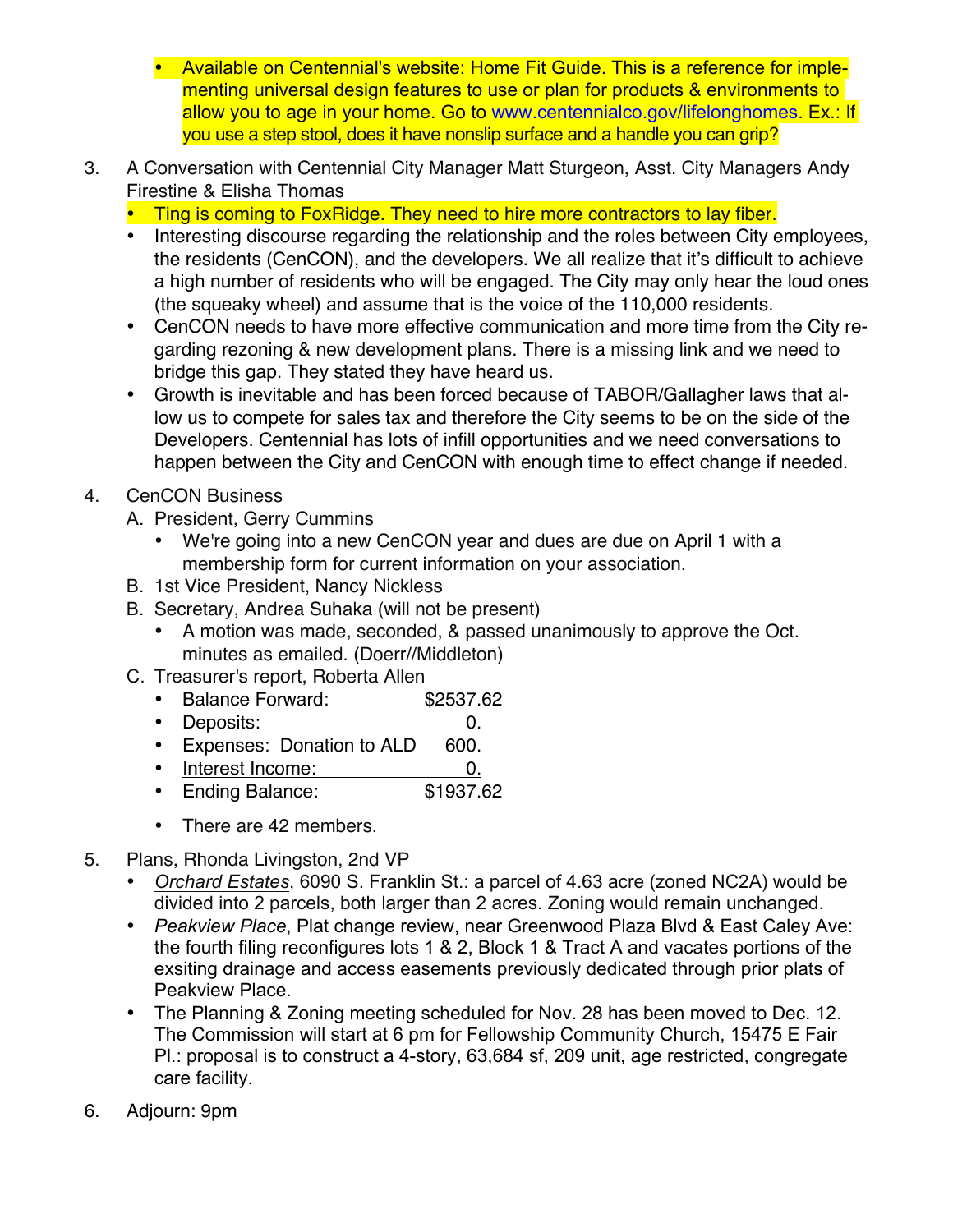- Available on Centennial's website: Home Fit Guide. This is a reference for implementing universal design features to use or plan for products & environments to allow you to age in your home. Go to [www.centennialco.gov/lifelonghomes](www.centennialco.gov/lifelonghomes). Ex.: If you use a step stool, does it have nonslip surface and a handle you can grip?

3. A Conversation with Centennial City Manager Matt Sturgeon, Asst. City Managers Andy Firestine & Elisha Thomas
   - Ting is coming to FoxRidge. They need to hire more contractors to lay fiber.
   - Interesting discourse regarding the relationship and the roles between City employees, the residents (CenCON), and the developers. We all realize that it's difficult to achieve a high number of residents who will be engaged. The City may only hear the loud ones (the squeaky wheel) and assume that is the voice of the 110,000 residents.
   - CenCON needs to have more effective communication and more time from the City regarding rezoning & new development plans. There is a missing link and we need to bridge this gap. They stated they have heard us.
   - Growth is inevitable and has been forced because of TABOR/Gallagher laws that allow us to compete for sales tax and therefore the City seems to be on the side of the Developers. Centennial has lots of infill opportunities and we need conversations to happen between the City and CenCON with enough time to effect change if needed.

4. CenCON Business
   A. President, Gerry Cummins
      - We're going into a new CenCON year and dues are due on April 1 with a membership form for current information on your association.
   
   B. 1st Vice President, Nancy Nickless
   
   B. Secretary, Andrea Suhaka (will not be present)
      - A motion was made, seconded, & passed unanimously to approve the Oct. minutes as emailed. (Doerr//Middleton)
   
   C. Treasurer's report, Roberta Allen
      - Balance Forward: $2537.62
      - Deposits: 0.
      - Expenses: Donation to ALD 600.
      - Interest Income: 0.
      - Ending Balance: $1937.62
      - There are 42 members.

5. Plans, Rhonda Livingston, 2nd VP
   - *Orchard Estates*, 6090 S. Franklin St.: a parcel of 4.63 acre (zoned NC2A) would be divided into 2 parcels, both larger than 2 acres. Zoning would remain unchanged.
   - *Peakview Place*, Plat change review, near Greenwood Plaza Blvd & East Caley Ave: the fourth filing reconfigures lots 1 & 2, Block 1 & Tract A and vacates portions of the exsiting drainage and access easements previously dedicated through prior plats of Peakview Place.
   - The Planning & Zoning meeting scheduled for Nov. 28 has been moved to Dec. 12. The Commission will start at 6 pm for Fellowship Community Church, 15475 E Fair Pl.: proposal is to construct a 4-story, 63,684 sf, 209 unit, age restricted, congregate care facility.

6. Adjourn: 9pm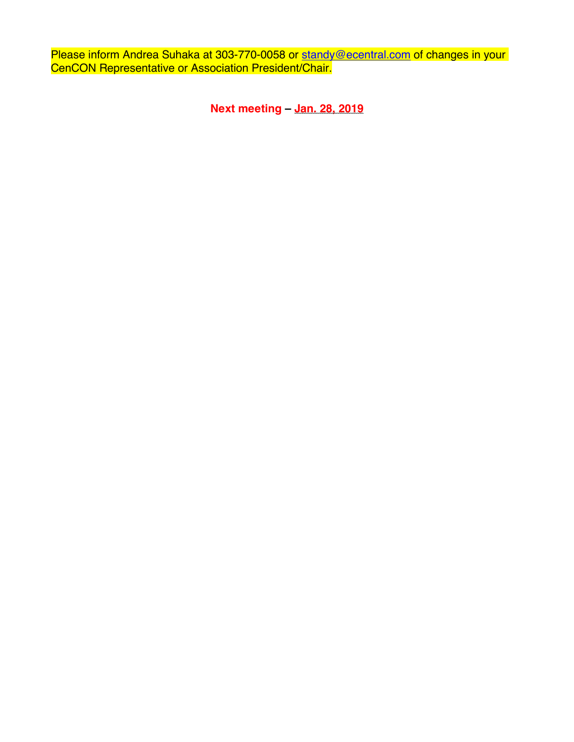Please inform Andrea Suhaka at 303-770-0058 or standy@ecentral.com of changes in your CenCON Representative or Association President/Chair.

**Next meeting – Jan. 28, 2019**